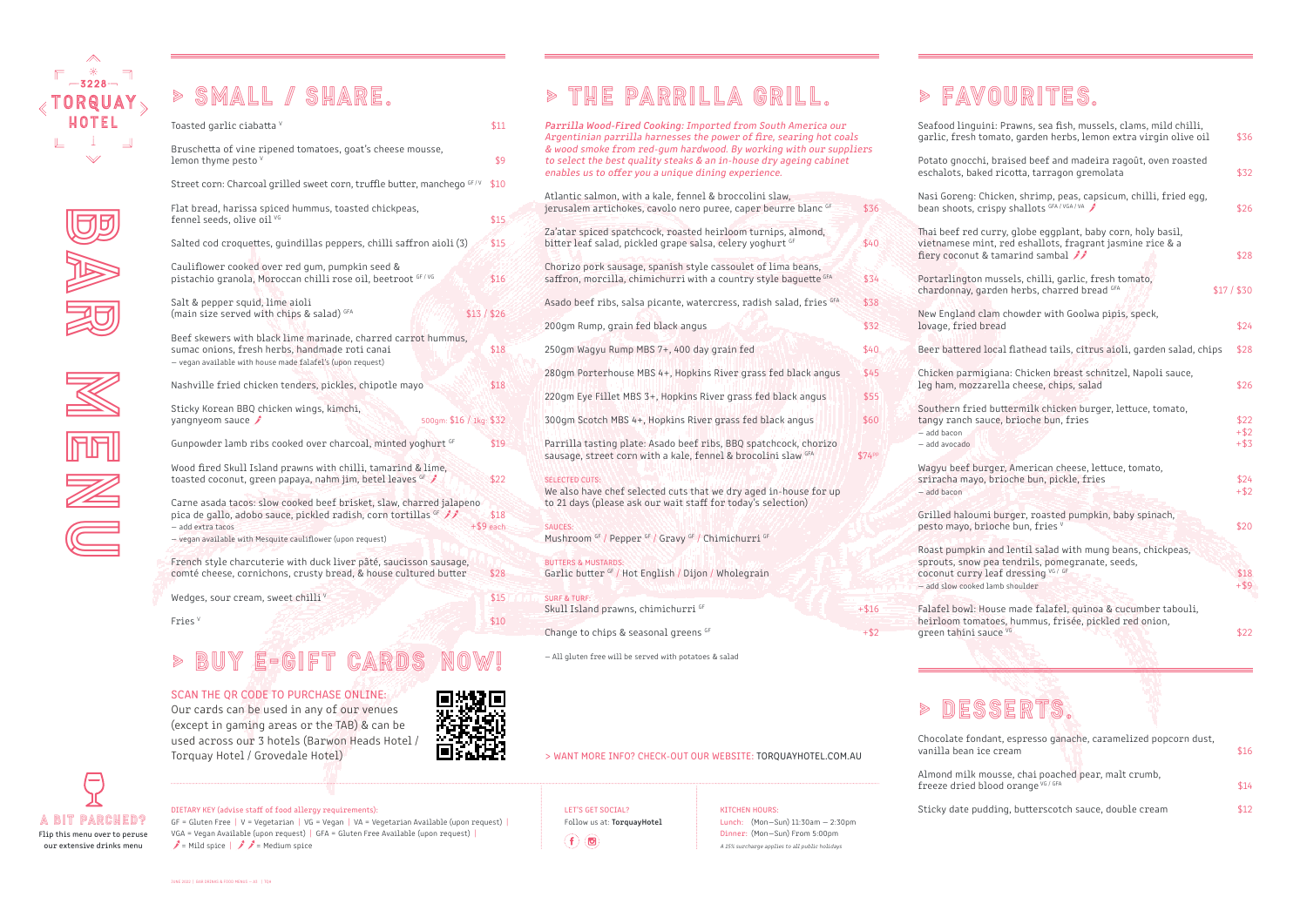# 3228 TORQUAY HOTEL

# BAR MENU

## SMALL / SHARE.

| Item | Price |
|---|---|
| Toasted garlic ciabatta V | $11 |
| Bruschetta of vine ripened tomatoes, goat's cheese mousse, lemon thyme pesto V | $9 |
| Street corn: Charcoal grilled sweet corn, truffle butter, manchego GF / V | $10 |
| Flat bread, harissa spiced hummus, toasted chickpeas, fennel seeds, olive oil VG | $15 |
| Salted cod croquettes, guindillas peppers, chilli saffron aioli (3) | $15 |
| Cauliflower cooked over red gum, pumpkin seed & pistachio granola, Moroccan chilli rose oil, beetroot GF / VG | $16 |
| Salt & pepper squid, lime aioli (main size served with chips & salad) GFA | $13 / $26 |
| Beef skewers with black lime marinade, charred carrot hummus, sumac onions, fresh herbs, handmade roti canai — vegan available with house made falafel's (upon request) | $18 |
| Nashville fried chicken tenders, pickles, chipotle mayo | $18 |
| Sticky Korean BBQ chicken wings, kimchi, yangnyeom sauce 🌶 | 500gm: $16 / 1kg: $32 |
| Gunpowder lamb ribs cooked over charcoal, minted yoghurt GF | $19 |
| Wood fired Skull Island prawns with chilli, tamarind & lime, toasted coconut, green papaya, nahm jim, betel leaves GF 🌶 | $22 |
| Carne asada tacos: slow cooked beef brisket, slaw, charred jalapeno pica de gallo, adobo sauce, pickled radish, corn tortillas GF 🌶🌶 | $18 |
| — add extra tacos | +$9 each |
| — vegan available with Mesquite cauliflower (upon request) | |
| French style charcuterie with duck liver pâté, saucisson sausage, comté cheese, cornichons, crusty bread, & house cultured butter | $28 |
| Wedges, sour cream, sweet chilli V | $15 |
| Fries V | $10 |

## BUY E-GIFT CARDS NOW!

SCAN THE QR CODE TO PURCHASE ONLINE:
Our cards can be used in any of our venues (except in gaming areas or the TAB) & can be used across our 3 hotels (Barwon Heads Hotel / Torquay Hotel / Grovedale Hotel)

## THE PARRILLA GRILL.

*Parrilla Wood-Fired Cooking: Imported from South America our Argentinian parrilla harnesses the power of fire, searing hot coals & wood smoke from red-gum hardwood. By working with our suppliers to select the best quality steaks & an in-house dry ageing cabinet enables us to offer you a unique dining experience.*

| Item | Price |
|---|---|
| Atlantic salmon, with a kale, fennel & broccolini slaw, jerusalem artichokes, cavolo nero puree, caper beurre blanc GF | $36 |
| Za'atar spiced spatchcock, roasted heirloom turnips, almond, bitter leaf salad, pickled grape salsa, celery yoghurt GF | $40 |
| Chorizo pork sausage, spanish style cassoulet of lima beans, saffron, morcilla, chimichurri with a country style baguette GFA | $34 |
| Asado beef ribs, salsa picante, watercress, radish salad, fries GFA | $38 |
| 200gm Rump, grain fed black angus | $32 |
| 250gm Wagyu Rump MBS 7+, 400 day grain fed | $40 |
| 280gm Porterhouse MBS 4+, Hopkins River grass fed black angus | $45 |
| 220gm Eye Fillet MBS 3+, Hopkins River grass fed black angus | $55 |
| 300gm Scotch MBS 4+, Hopkins River grass fed black angus | $60 |
| Parrilla tasting plate: Asado beef ribs, BBQ spatchcock, chorizo sausage, street corn with a kale, fennel & brocolini slaw GFA | $74pp |

SELECTED CUTS:
We also have chef selected cuts that we dry aged in-house for up to 21 days (please ask our wait staff for today's selection)

SAUCES:
Mushroom GF / Pepper GF / Gravy GF / Chimichurri GF

BUTTERS & MUSTARDS:
Garlic butter GF / Hot English / Dijon / Wholegrain

SURF & TURF:

| Item | Price |
|---|---|
| Skull Island prawns, chimichurri GF | +$16 |
| Change to chips & seasonal greens GF | +$2 |

— All gluten free will be served with potatoes & salad

> WANT MORE INFO? CHECK-OUT OUR WEBSITE: TORQUAYHOTEL.COM.AU

## FAVOURITES.

| Item | Price |
|---|---|
| Seafood linguini: Prawns, sea fish, mussels, clams, mild chilli, garlic, fresh tomato, garden herbs, lemon extra virgin olive oil | $36 |
| Potato gnocchi, braised beef and madeira ragoût, oven roasted eschalots, baked ricotta, tarragon gremolata | $32 |
| Nasi Goreng: Chicken, shrimp, peas, capsicum, chilli, fried egg, bean shoots, crispy shallots GFA / VGA / VA 🌶 | $26 |
| Thai beef red curry, globe eggplant, baby corn, holy basil, vietnamese mint, red eshallots, fragrant jasmine rice & a fiery coconut & tamarind sambal 🌶🌶 | $28 |
| Portarlington mussels, chilli, garlic, fresh tomato, chardonnay, garden herbs, charred bread GFA | $17 / $30 |
| New England clam chowder with Goolwa pipis, speck, lovage, fried bread | $24 |
| Beer battered local flathead tails, citrus aioli, garden salad, chips | $28 |
| Chicken parmigiana: Chicken breast schnitzel, Napoli sauce, leg ham, mozzarella cheese, chips, salad | $26 |
| Southern fried buttermilk chicken burger, lettuce, tomato, tangy ranch sauce, brioche bun, fries | $22 |
| — add bacon | +$2 |
| — add avocado | +$3 |
| Wagyu beef burger, American cheese, lettuce, tomato, sriracha mayo, brioche bun, pickle, fries | $24 |
| — add bacon | +$2 |
| Grilled haloumi burger, roasted pumpkin, baby spinach, pesto mayo, brioche bun, fries V | $20 |
| Roast pumpkin and lentil salad with mung beans, chickpeas, sprouts, snow pea tendrils, pomegranate, seeds, coconut curry leaf dressing VG / GF | $18 |
| — add slow cooked lamb shoulder | +$9 |
| Falafel bowl: House made falafel, quinoa & cucumber tabouli, heirloom tomatoes, hummus, frisée, pickled red onion, green tahini sauce VG | $22 |

## DESSERTS.

| Item | Price |
|---|---|
| Chocolate fondant, espresso ganache, caramelized popcorn dust, vanilla bean ice cream | $16 |
| Almond milk mousse, chai poached pear, malt crumb, freeze dried blood orange VG / GFA | $14 |
| Sticky date pudding, butterscotch sauce, double cream | $12 |

A BIT PARCHED?
Flip this menu over to peruse our extensive drinks menu

DIETARY KEY (advise staff of food allergy requirements):
GF = Gluten Free | V = Vegetarian | VG = Vegan | VA = Vegetarian Available (upon request) | VGA = Vegan Available (upon request) | GFA = Gluten Free Available (upon request) |
🌶 = Mild spice | 🌶🌶 = Medium spice

LET'S GET SOCIAL?
Follow us at: **TorquayHotel**

KITCHEN HOURS:
Lunch: (Mon—Sun) 11:30am — 2:30pm
Dinner: (Mon—Sun) From 5:00pm
*A 15% surcharge applies to all public holidays*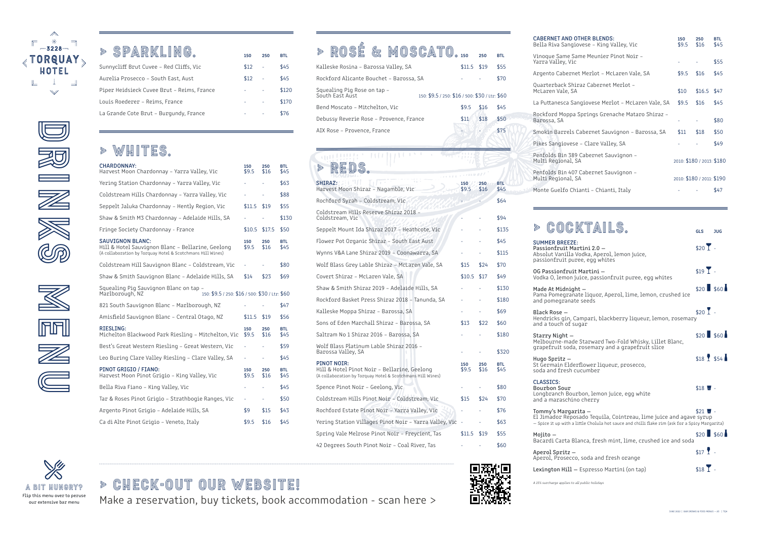3228 TORQUAY HOTEL

# DRINKS MENU

## SPARKLING.

| | 150 | 250 | BTL |
|---|---|---|---|
| Sunnycliff Brut Cuvee – Red Cliffs, Vic | $12 | - | $45 |
| Aurelia Prosecco – South East, Aust | $12 | - | $45 |
| Piper Heidsieck Cuvee Brut – Reims, France | - | - | $120 |
| Louis Roederer – Reims, France | - | - | $170 |
| La Grande Cote Brut – Burgundy, France | - | - | $76 |

## WHITES.

| CHARDONNAY: | 150 | 250 | BTL |
|---|---|---|---|
| Harvest Moon Chardonnay – Yarra Valley, Vic | $9.5 | $16 | $45 |
| Yering Station Chardonnay – Yarra Valley, Vic | - | - | $63 |
| Coldstream Hills Chardonnay – Yarra Valley, Vic | - | - | $88 |
| Seppelt Jaluka Chardonnay – Hently Region, Vic | $11.5 | $19 | $55 |
| Shaw & Smith M3 Chardonnay – Adelaide Hills, SA | - | - | $130 |
| Fringe Society Chardonnay - France | $10.5 | $17.5 | $50 |
| **SAUVIGNON BLANC:** | **150** | **250** | **BTL** |
| Hill & Hotel Sauvignon Blanc – Bellarine, Geelong (A collaboration by Torquay Hotel & Scotchmans Hill Wines) | $9.5 | $16 | $45 |
| Coldstream Hill Sauvignon Blanc – Coldstream, Vic | - | - | $80 |
| Shaw & Smith Sauvignon Blanc – Adelaide Hills, SA | $14 | $23 | $69 |
| Squealing Pig Sauvignon Blanc on tap – Marlborough, NZ — 150: $9.5 / 250: $16 / 500: $30 / Ltr: $60 | | | |
| 821 South Sauvignon Blanc – Marlborough, NZ | - | - | $47 |
| Amisfield Sauvignon Blanc – Central Otago, NZ | $11.5 | $19 | $56 |
| **RIESLING:** | **150** | **250** | **BTL** |
| Michelton Blackwood Park Riesling – Mitchelton, Vic | $9.5 | $16 | $45 |
| Best's Great Western Riesling – Great Western, Vic | - | - | $59 |
| Leo Buring Clare Valley Riesling – Clare Valley, SA | - | - | $45 |
| **PINOT GRIGIO / FIANO:** | **150** | **250** | **BTL** |
| Harvest Moon Pinot Grigio – King Valley, Vic | $9.5 | $16 | $45 |
| Bella Riva Fiano – King Valley, Vic | - | - | $45 |
| Tar & Roses Pinot Grigio – Strathbogie Ranges, Vic | - | - | $50 |
| Argento Pinot Grigio – Adelaide Hills, SA | $9 | $15 | $43 |
| Ca di Alte Pinot Grigio – Veneto, Italy | $9.5 | $16 | $45 |

## ROSÉ & MOSCATO.

| | 150 | 250 | BTL |
|---|---|---|---|
| Kalleske Rosina – Barossa Valley, SA | $11.5 | $19 | $55 |
| Rockford Alicante Bouchet – Barossa, SA | - | - | $70 |
| Squealing Pig Rose on tap – South East Aust — 150: $9.5 / 250: $16 / 500: $30 / Ltr: $60 | | | |
| Bend Moscato – Mitchelton, Vic | $9.5 | $16 | $45 |
| Debussy Reverie Rose – Provence, France | $11 | $18 | $50 |
| AIX Rose – Provence, France | - | - | $75 |

## REDS.

| SHIRAZ: | 150 | 250 | BTL |
|---|---|---|---|
| Harvest Moon Shiraz – Nagamble, Vic | $9.5 | $16 | $45 |
| Rochford Syrah – Coldstream, Vic | - | - | $64 |
| Coldstream Hills Reserve Shiraz 2018 – Coldstream, Vic | - | - | $94 |
| Seppelt Mount Ida Shiraz 2017 – Heathcote, Vic | - | - | $135 |
| Flower Pot Organic Shiraz – South East Aust | - | - | $45 |
| Wynns V&A Lane Shiraz 2019 – Coonawarra, SA | - | - | $115 |
| Wolf Blass Grey Lable Shiraz – McLaren Vale, SA | $15 | $24 | $70 |
| Covert Shiraz – McLaren Vale, SA | $10.5 | $17 | $49 |
| Shaw & Smith Shiraz 2019 – Adelaide Hills, SA | - | - | $130 |
| Rockford Basket Press Shiraz 2018 – Tanunda, SA | - | - | $180 |
| Kalleske Moppa Shiraz – Barossa, SA | - | - | $69 |
| Sons of Eden Marchall Shiraz – Barossa, SA | $13 | $22 | $60 |
| Saltram No 1 Shiraz 2016 – Barossa, SA | - | - | $180 |
| Wolf Blass Platinum Lable Shiraz 2016 – Barossa Valley, SA | - | - | $320 |
| **PINOT NOIR:** | **150** | **250** | **BTL** |
| Hill & Hotel Pinot Noir – Bellarine, Geelong (A collaboration by Torquay Hotel & Scotchmans Hill Wines) | $9.5 | $16 | $45 |
| Spence Pinot Noir – Geelong, Vic | - | - | $80 |
| Coldstream Hills Pinot Noir – Coldstream, Vic | $15 | $24 | $70 |
| Rochford Estate Pinot Noir – Yarra Valley, Vic | - | - | $76 |
| Yering Station Villages Pinot Noir – Yarra Valley, Vic | - | - | $63 |
| Spring Vale Melrose Pinot Noir – Freycient, Tas | $11.5 | $19 | $55 |
| 42 Degrees South Pinot Noir – Coal River, Tas | - | - | $60 |

| CABERNET AND OTHER BLENDS: | 150 | 250 | BTL |
|---|---|---|---|
| Bella Riva Sangiovese – King Valley, Vic | $9.5 | $16 | $45 |
| Vinoque Same Same Meunier Pinot Noir – Yarra Valley, Vic | - | - | $55 |
| Argento Cabernet Merlot – McLaren Vale, SA | $9.5 | $16 | $45 |
| Quarterback Shiraz Cabernet Merlot – McLaren Vale, SA | $10 | $16.5 | $47 |
| La Puttanesca Sangiovese Merlot – McLaren Vale, SA | $9.5 | $16 | $45 |
| Rockford Moppa Springs Grenache Mataro Shiraz – Barossa, SA | - | - | $80 |
| Smokin Barrels Cabernet Sauvignon – Barossa, SA | $11 | $18 | $50 |
| Pikes Sangiovese – Clare Valley, SA | - | - | $49 |
| Penfolds Bin 389 Cabernet Sauvignon – Multi Regional, SA — 2010: $180 / 2013: $180 | | | |
| Penfolds Bin 407 Cabernet Sauvignon – Multi Regional, SA — 2010: $180 / 2011: $190 | | | |
| Monte Guelfo Chianti – Chianti, Italy | - | - | $47 |

## COCKTAILS.

| SUMMER BREEZE: | GLS | JUG |
|---|---|---|
| **Passionfruit Martini 2.0 –** Absolut Vanilla Vodka, Aperol, lemon juice, passionfruit puree, egg whites | $20 | - |
| **OG Passionfruit Martini –** Vodka O, lemon juice, passionfruit puree, egg whites | $19 | - |
| **Made At Midnight –** Pama Pomegranate liquor, Aperol, lime, lemon, crushed ice and pomegranate seeds | $20 | $60 |
| **Black Rose –** Hendricks gin, Campari, blackberry liqueur, lemon, rosemary and a touch of sugar | $20 | - |
| **Starry Night –** Melbourne-made Starward Two-Fold Whisky, Lillet Blanc, grapefruit soda, rosemary and a grapefruit slice | $20 | $60 |
| **Hugo Spritz –** St Germain Elderflower liqueur, prosecco, soda and fresh cucumber | $18 | $54 |
| **CLASSICS:** | | |
| **Bourbon Sour** Longbranch Bourbon, lemon juice, egg white and a maraschino cherry | $18 | - |
| **Tommy's Margarita –** El Jimador Reposado Tequila, Cointreau, lime juice and agave syrup – Spice it up with a little Cholula hot sauce and chilli flake rim (ask for a Spicy Margarita) | $21 | - |
| **Mojito –** Bacardi Carta Blanca, fresh mint, lime, crushed ice and soda | $20 | $60 |
| **Aperol Spritz –** Aperol, Prosecco, soda and fresh orange | $17 | - |
| **Lexington Hill –** Espresso Martini (on tap) | $18 | - |

*A 15% surcharge applies to all public holidays*

**A BIT HUNGRY?**
Flip this menu over to peruse our extensive bar menu

## CHECK-OUT OUR WEBSITE!

Make a reservation, buy tickets, book accommodation - scan here >